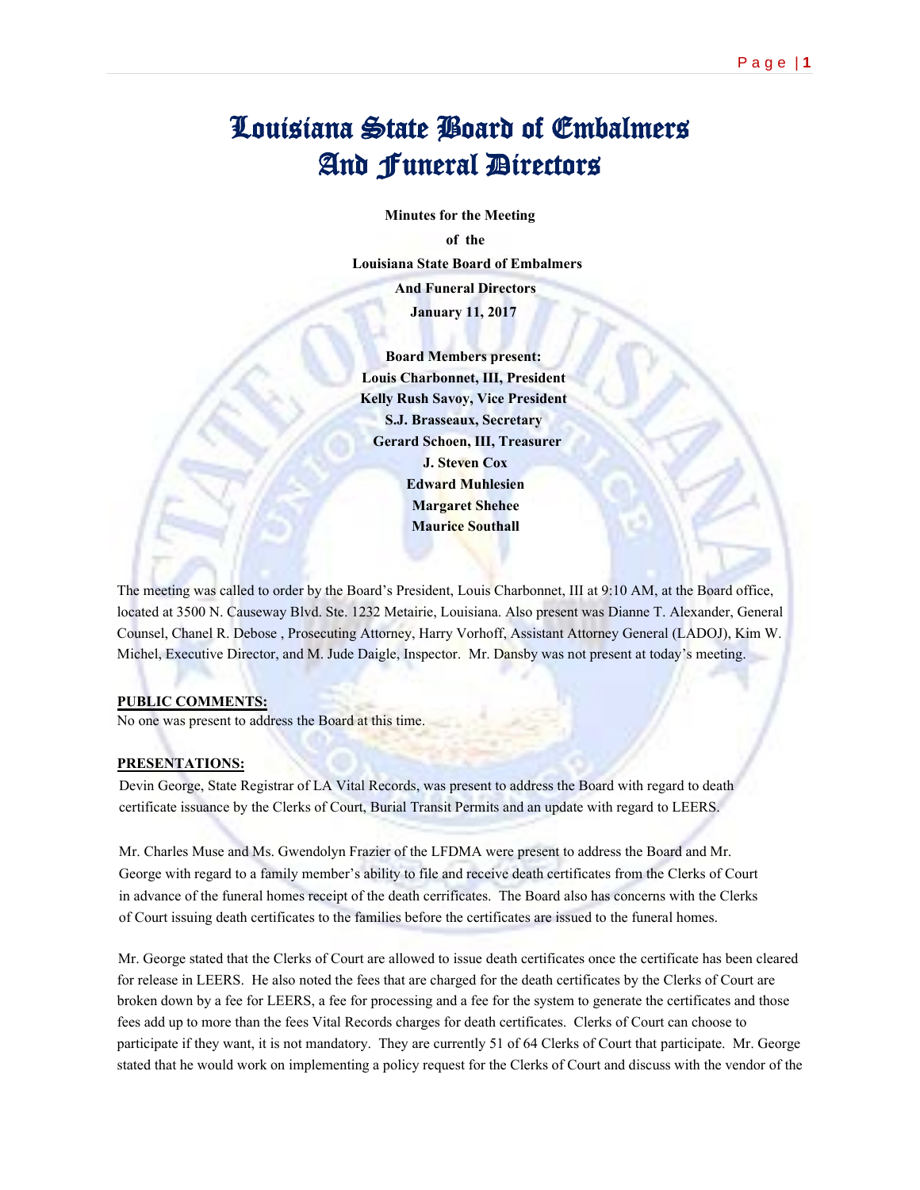# Louisiana State Board of Embalmers And Funeral Directors

**Minutes for the Meeting**

**of the**

**Louisiana State Board of Embalmers**

**And Funeral Directors**

**January 11, 2017**

**Board Members present:**
**Louis Charbonnet, III, President**
**Kelly Rush Savoy, Vice President**
**S.J. Brasseaux, Secretary**
**Gerard Schoen, III, Treasurer**
**J. Steven Cox**
**Edward Muhlesien**
**Margaret Shehee**
**Maurice Southall**

The meeting was called to order by the Board's President, Louis Charbonnet, III at 9:10 AM, at the Board office, located at 3500 N. Causeway Blvd. Ste. 1232 Metairie, Louisiana. Also present was Dianne T. Alexander, General Counsel, Chanel R. Debose , Prosecuting Attorney, Harry Vorhoff, Assistant Attorney General (LADOJ), Kim W. Michel, Executive Director, and M. Jude Daigle, Inspector. Mr. Dansby was not present at today's meeting.

**PUBLIC COMMENTS:**

No one was present to address the Board at this time.

**PRESENTATIONS:**

Devin George, State Registrar of LA Vital Records, was present to address the Board with regard to death certificate issuance by the Clerks of Court, Burial Transit Permits and an update with regard to LEERS.

Mr. Charles Muse and Ms. Gwendolyn Frazier of the LFDMA were present to address the Board and Mr. George with regard to a family member's ability to file and receive death certificates from the Clerks of Court in advance of the funeral homes receipt of the death cerrificates. The Board also has concerns with the Clerks of Court issuing death certificates to the families before the certificates are issued to the funeral homes.

Mr. George stated that the Clerks of Court are allowed to issue death certificates once the certificate has been cleared for release in LEERS. He also noted the fees that are charged for the death certificates by the Clerks of Court are broken down by a fee for LEERS, a fee for processing and a fee for the system to generate the certificates and those fees add up to more than the fees Vital Records charges for death certificates. Clerks of Court can choose to participate if they want, it is not mandatory. They are currently 51 of 64 Clerks of Court that participate. Mr. George stated that he would work on implementing a policy request for the Clerks of Court and discuss with the vendor of the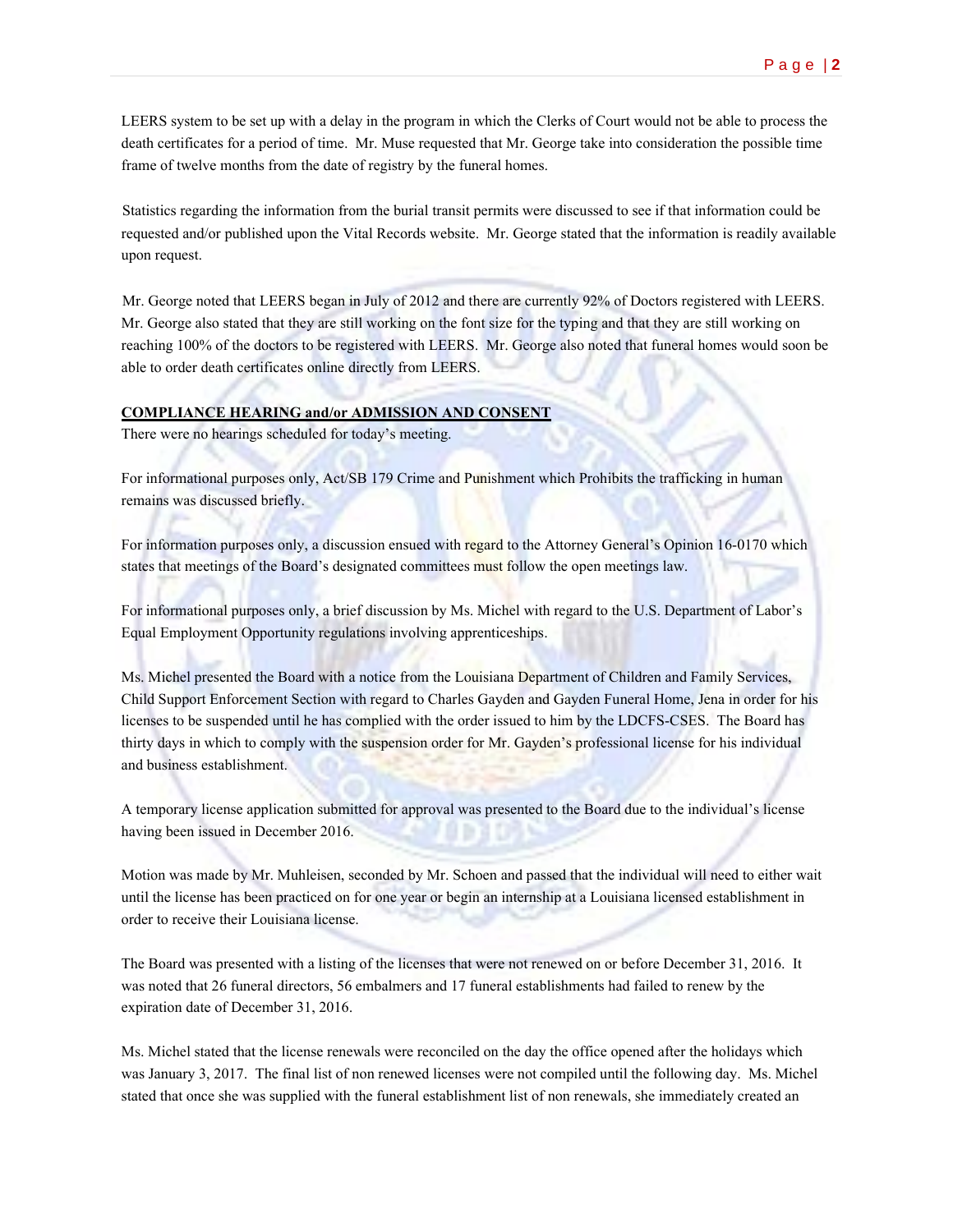LEERS system to be set up with a delay in the program in which the Clerks of Court would not be able to process the death certificates for a period of time. Mr. Muse requested that Mr. George take into consideration the possible time frame of twelve months from the date of registry by the funeral homes.

Statistics regarding the information from the burial transit permits were discussed to see if that information could be requested and/or published upon the Vital Records website. Mr. George stated that the information is readily available upon request.

Mr. George noted that LEERS began in July of 2012 and there are currently 92% of Doctors registered with LEERS. Mr. George also stated that they are still working on the font size for the typing and that they are still working on reaching 100% of the doctors to be registered with LEERS. Mr. George also noted that funeral homes would soon be able to order death certificates online directly from LEERS.

**COMPLIANCE HEARING and/or ADMISSION AND CONSENT**

There were no hearings scheduled for today's meeting.

For informational purposes only, Act/SB 179 Crime and Punishment which Prohibits the trafficking in human remains was discussed briefly.

For information purposes only, a discussion ensued with regard to the Attorney General's Opinion 16-0170 which states that meetings of the Board's designated committees must follow the open meetings law.

For informational purposes only, a brief discussion by Ms. Michel with regard to the U.S. Department of Labor's Equal Employment Opportunity regulations involving apprenticeships.

Ms. Michel presented the Board with a notice from the Louisiana Department of Children and Family Services, Child Support Enforcement Section with regard to Charles Gayden and Gayden Funeral Home, Jena in order for his licenses to be suspended until he has complied with the order issued to him by the LDCFS-CSES. The Board has thirty days in which to comply with the suspension order for Mr. Gayden's professional license for his individual and business establishment.

A temporary license application submitted for approval was presented to the Board due to the individual's license having been issued in December 2016.

Motion was made by Mr. Muhleisen, seconded by Mr. Schoen and passed that the individual will need to either wait until the license has been practiced on for one year or begin an internship at a Louisiana licensed establishment in order to receive their Louisiana license.

The Board was presented with a listing of the licenses that were not renewed on or before December 31, 2016. It was noted that 26 funeral directors, 56 embalmers and 17 funeral establishments had failed to renew by the expiration date of December 31, 2016.

Ms. Michel stated that the license renewals were reconciled on the day the office opened after the holidays which was January 3, 2017. The final list of non renewed licenses were not compiled until the following day. Ms. Michel stated that once she was supplied with the funeral establishment list of non renewals, she immediately created an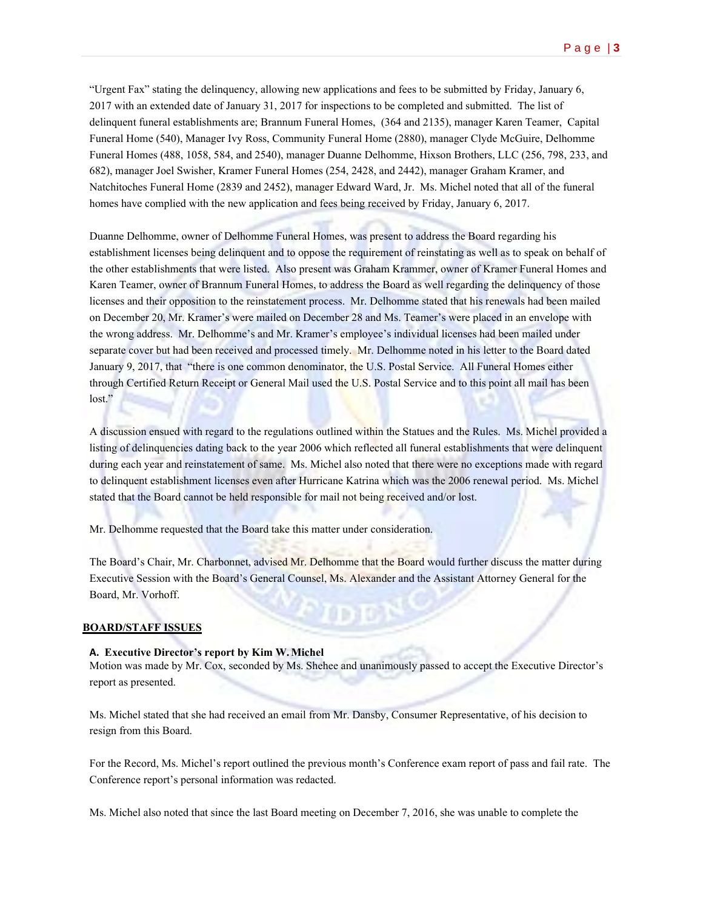"Urgent Fax" stating the delinquency, allowing new applications and fees to be submitted by Friday, January 6, 2017 with an extended date of January 31, 2017 for inspections to be completed and submitted. The list of delinquent funeral establishments are; Brannum Funeral Homes, (364 and 2135), manager Karen Teamer, Capital Funeral Home (540), Manager Ivy Ross, Community Funeral Home (2880), manager Clyde McGuire, Delhomme Funeral Homes (488, 1058, 584, and 2540), manager Duanne Delhomme, Hixson Brothers, LLC (256, 798, 233, and 682), manager Joel Swisher, Kramer Funeral Homes (254, 2428, and 2442), manager Graham Kramer, and Natchitoches Funeral Home (2839 and 2452), manager Edward Ward, Jr. Ms. Michel noted that all of the funeral homes have complied with the new application and fees being received by Friday, January 6, 2017.

Duanne Delhomme, owner of Delhomme Funeral Homes, was present to address the Board regarding his establishment licenses being delinquent and to oppose the requirement of reinstating as well as to speak on behalf of the other establishments that were listed. Also present was Graham Krammer, owner of Kramer Funeral Homes and Karen Teamer, owner of Brannum Funeral Homes, to address the Board as well regarding the delinquency of those licenses and their opposition to the reinstatement process. Mr. Delhomme stated that his renewals had been mailed on December 20, Mr. Kramer's were mailed on December 28 and Ms. Teamer's were placed in an envelope with the wrong address. Mr. Delhomme's and Mr. Kramer's employee's individual licenses had been mailed under separate cover but had been received and processed timely. Mr. Delhomme noted in his letter to the Board dated January 9, 2017, that "there is one common denominator, the U.S. Postal Service. All Funeral Homes either through Certified Return Receipt or General Mail used the U.S. Postal Service and to this point all mail has been lost."

A discussion ensued with regard to the regulations outlined within the Statues and the Rules. Ms. Michel provided a listing of delinquencies dating back to the year 2006 which reflected all funeral establishments that were delinquent during each year and reinstatement of same. Ms. Michel also noted that there were no exceptions made with regard to delinquent establishment licenses even after Hurricane Katrina which was the 2006 renewal period. Ms. Michel stated that the Board cannot be held responsible for mail not being received and/or lost.

Mr. Delhomme requested that the Board take this matter under consideration.

The Board's Chair, Mr. Charbonnet, advised Mr. Delhomme that the Board would further discuss the matter during Executive Session with the Board's General Counsel, Ms. Alexander and the Assistant Attorney General for the Board, Mr. Vorhoff.

## BOARD/STAFF ISSUES

**A. Executive Director's report by Kim W. Michel**

Motion was made by Mr. Cox, seconded by Ms. Shehee and unanimously passed to accept the Executive Director's report as presented.

Ms. Michel stated that she had received an email from Mr. Dansby, Consumer Representative, of his decision to resign from this Board.

For the Record, Ms. Michel's report outlined the previous month's Conference exam report of pass and fail rate. The Conference report's personal information was redacted.

Ms. Michel also noted that since the last Board meeting on December 7, 2016, she was unable to complete the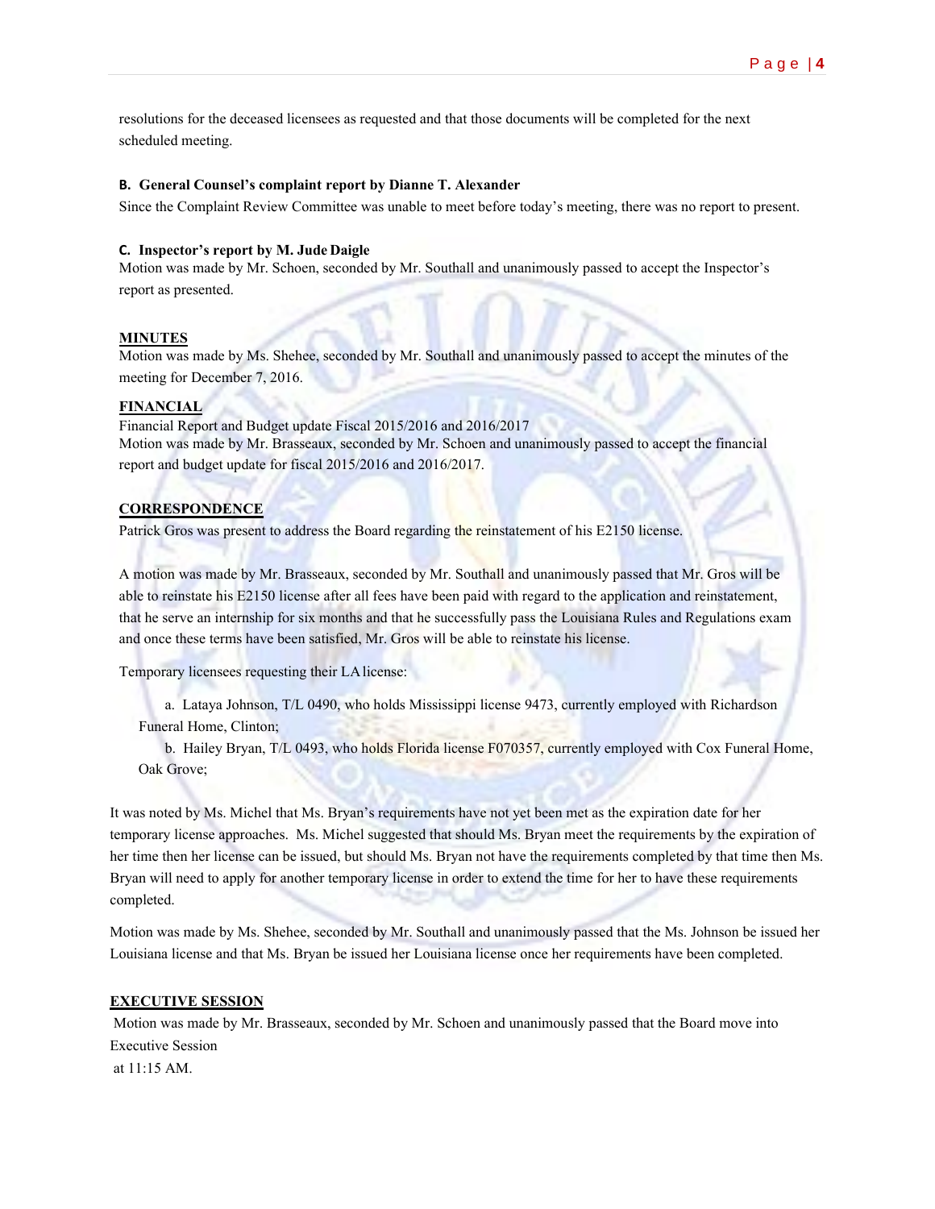resolutions for the deceased licensees as requested and that those documents will be completed for the next scheduled meeting.

**B. General Counsel's complaint report by Dianne T. Alexander**

Since the Complaint Review Committee was unable to meet before today's meeting, there was no report to present.

**C. Inspector's report by M. Jude Daigle**

Motion was made by Mr. Schoen, seconded by Mr. Southall and unanimously passed to accept the Inspector's report as presented.

**MINUTES**

Motion was made by Ms. Shehee, seconded by Mr. Southall and unanimously passed to accept the minutes of the meeting for December 7, 2016.

**FINANCIAL**

Financial Report and Budget update Fiscal 2015/2016 and 2016/2017

Motion was made by Mr. Brasseaux, seconded by Mr. Schoen and unanimously passed to accept the financial report and budget update for fiscal 2015/2016 and 2016/2017.

**CORRESPONDENCE**

Patrick Gros was present to address the Board regarding the reinstatement of his E2150 license.

A motion was made by Mr. Brasseaux, seconded by Mr. Southall and unanimously passed that Mr. Gros will be able to reinstate his E2150 license after all fees have been paid with regard to the application and reinstatement, that he serve an internship for six months and that he successfully pass the Louisiana Rules and Regulations exam and once these terms have been satisfied, Mr. Gros will be able to reinstate his license.

Temporary licensees requesting their LA license:

a. Lataya Johnson, T/L 0490, who holds Mississippi license 9473, currently employed with Richardson Funeral Home, Clinton;

b. Hailey Bryan, T/L 0493, who holds Florida license F070357, currently employed with Cox Funeral Home, Oak Grove;

It was noted by Ms. Michel that Ms. Bryan's requirements have not yet been met as the expiration date for her temporary license approaches. Ms. Michel suggested that should Ms. Bryan meet the requirements by the expiration of her time then her license can be issued, but should Ms. Bryan not have the requirements completed by that time then Ms. Bryan will need to apply for another temporary license in order to extend the time for her to have these requirements completed.

Motion was made by Ms. Shehee, seconded by Mr. Southall and unanimously passed that the Ms. Johnson be issued her Louisiana license and that Ms. Bryan be issued her Louisiana license once her requirements have been completed.

**EXECUTIVE SESSION**

Motion was made by Mr. Brasseaux, seconded by Mr. Schoen and unanimously passed that the Board move into Executive Session at 11:15 AM.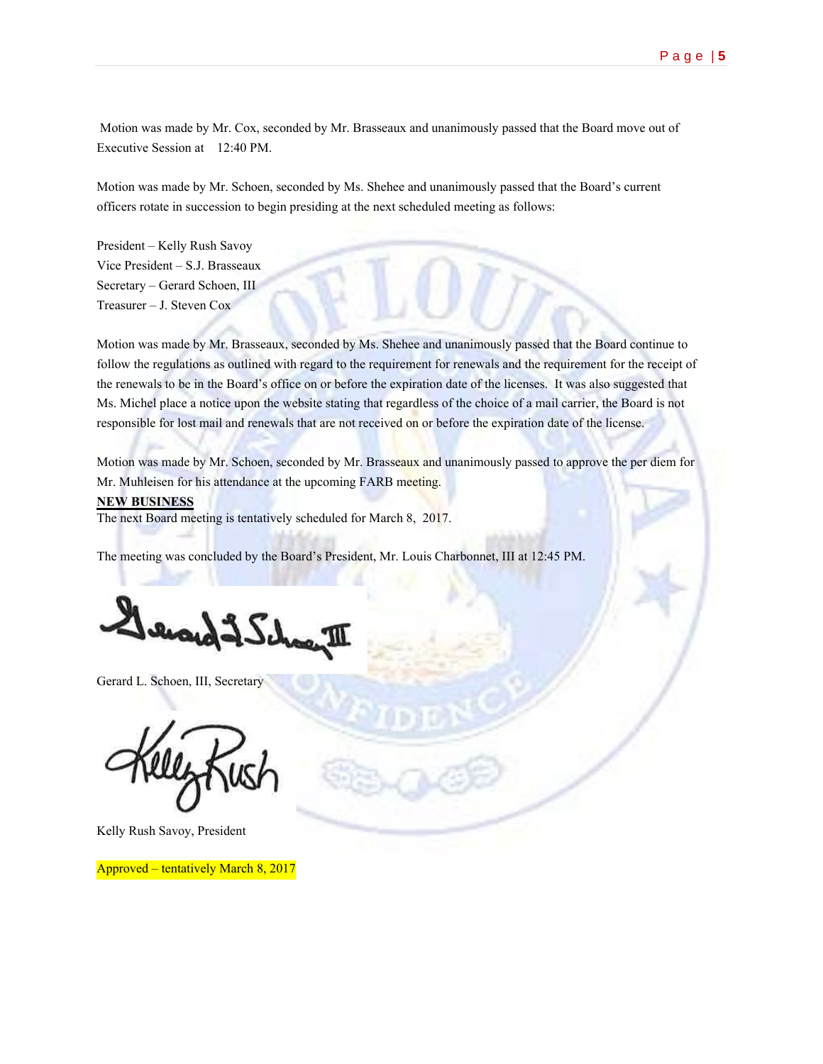Motion was made by Mr. Cox, seconded by Mr. Brasseaux and unanimously passed that the Board move out of Executive Session at 12:40 PM.

Motion was made by Mr. Schoen, seconded by Ms. Shehee and unanimously passed that the Board's current officers rotate in succession to begin presiding at the next scheduled meeting as follows:

President – Kelly Rush Savoy
Vice President – S.J. Brasseaux
Secretary – Gerard Schoen, III
Treasurer – J. Steven Cox

Motion was made by Mr. Brasseaux, seconded by Ms. Shehee and unanimously passed that the Board continue to follow the regulations as outlined with regard to the requirement for renewals and the requirement for the receipt of the renewals to be in the Board's office on or before the expiration date of the licenses. It was also suggested that Ms. Michel place a notice upon the website stating that regardless of the choice of a mail carrier, the Board is not responsible for lost mail and renewals that are not received on or before the expiration date of the license.

Motion was made by Mr. Schoen, seconded by Mr. Brasseaux and unanimously passed to approve the per diem for Mr. Muhleisen for his attendance at the upcoming FARB meeting.

**NEW BUSINESS**

The next Board meeting is tentatively scheduled for March 8, 2017.

The meeting was concluded by the Board's President, Mr. Louis Charbonnet, III at 12:45 PM.

Gerard L. Schoen, III, Secretary

Kelly Rush Savoy, President

Approved – tentatively March 8, 2017